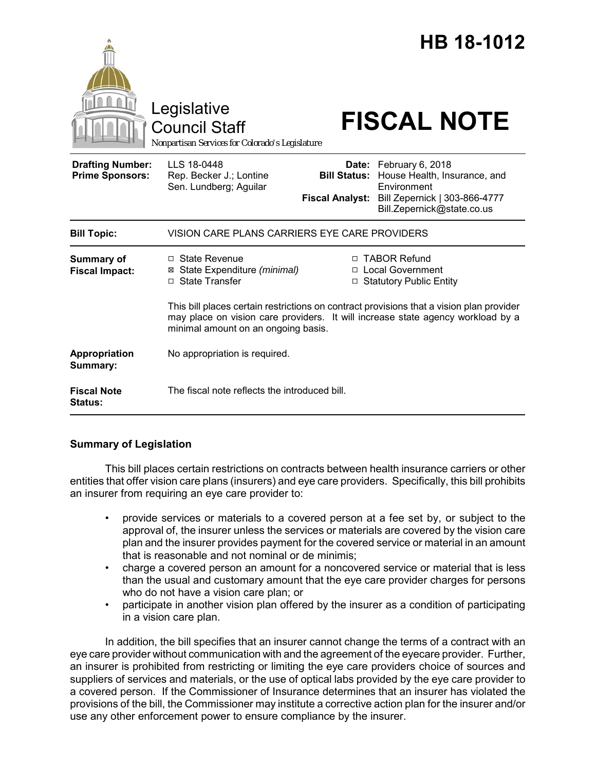# HB 18-1012

Legislative Council Staff

Nonpartisan Services for Colorado's Legislature

# FISCAL NOTE

| | | | |
|---|---|---|---|
| **Drafting Number:** | LLS 18-0448 | **Date:** | February 6, 2018 |
| **Prime Sponsors:** | Rep. Becker J.; Lontine<br>Sen. Lundberg; Aguilar | **Bill Status:** | House Health, Insurance, and Environment |
| | | **Fiscal Analyst:** | Bill Zepernick \| 303-866-4777<br>Bill.Zepernick@state.co.us |

| | |
|---|---|
| **Bill Topic:** | VISION CARE PLANS CARRIERS EYE CARE PROVIDERS |
| **Summary of Fiscal Impact:** | ☐ State Revenue<br>☒ State Expenditure *(minimal)*<br>☐ State Transfer<br>☐ TABOR Refund<br>☐ Local Government<br>☐ Statutory Public Entity<br><br>This bill places certain restrictions on contract provisions that a vision plan provider may place on vision care providers. It will increase state agency workload by a minimal amount on an ongoing basis. |
| **Appropriation Summary:** | No appropriation is required. |
| **Fiscal Note Status:** | The fiscal note reflects the introduced bill. |

## Summary of Legislation

This bill places certain restrictions on contracts between health insurance carriers or other entities that offer vision care plans (insurers) and eye care providers. Specifically, this bill prohibits an insurer from requiring an eye care provider to:

- provide services or materials to a covered person at a fee set by, or subject to the approval of, the insurer unless the services or materials are covered by the vision care plan and the insurer provides payment for the covered service or material in an amount that is reasonable and not nominal or de minimis;
- charge a covered person an amount for a noncovered service or material that is less than the usual and customary amount that the eye care provider charges for persons who do not have a vision care plan; or
- participate in another vision plan offered by the insurer as a condition of participating in a vision care plan.

In addition, the bill specifies that an insurer cannot change the terms of a contract with an eye care provider without communication with and the agreement of the eyecare provider. Further, an insurer is prohibited from restricting or limiting the eye care providers choice of sources and suppliers of services and materials, or the use of optical labs provided by the eye care provider to a covered person. If the Commissioner of Insurance determines that an insurer has violated the provisions of the bill, the Commissioner may institute a corrective action plan for the insurer and/or use any other enforcement power to ensure compliance by the insurer.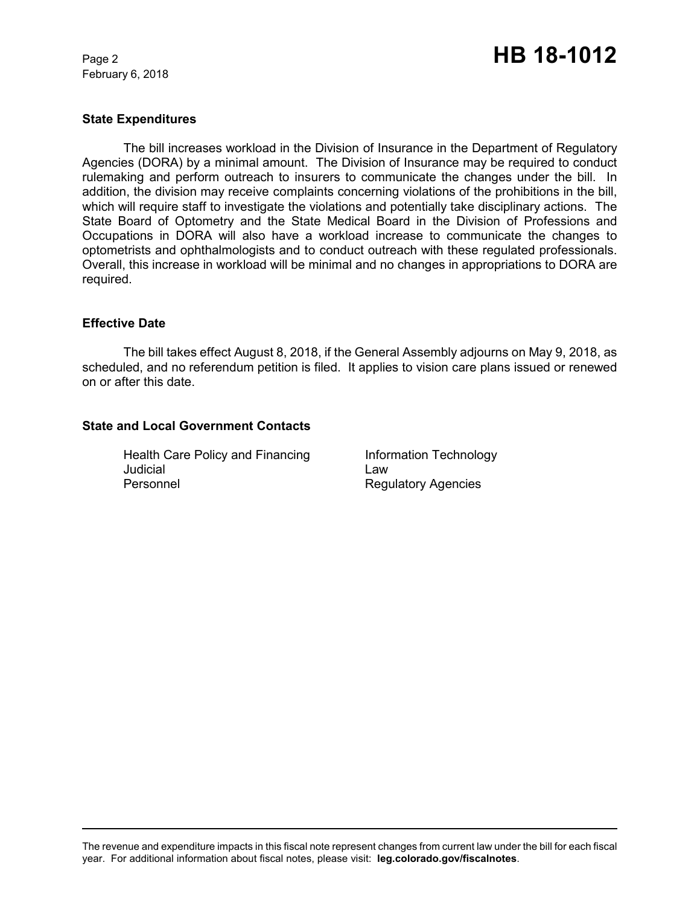### State Expenditures

The bill increases workload in the Division of Insurance in the Department of Regulatory Agencies (DORA) by a minimal amount. The Division of Insurance may be required to conduct rulemaking and perform outreach to insurers to communicate the changes under the bill. In addition, the division may receive complaints concerning violations of the prohibitions in the bill, which will require staff to investigate the violations and potentially take disciplinary actions. The State Board of Optometry and the State Medical Board in the Division of Professions and Occupations in DORA will also have a workload increase to communicate the changes to optometrists and ophthalmologists and to conduct outreach with these regulated professionals. Overall, this increase in workload will be minimal and no changes in appropriations to DORA are required.

### Effective Date

The bill takes effect August 8, 2018, if the General Assembly adjourns on May 9, 2018, as scheduled, and no referendum petition is filed. It applies to vision care plans issued or renewed on or after this date.

### State and Local Government Contacts

| | |
|---|---|
| Health Care Policy and Financing | Information Technology |
| Judicial | Law |
| Personnel | Regulatory Agencies |

The revenue and expenditure impacts in this fiscal note represent changes from current law under the bill for each fiscal year. For additional information about fiscal notes, please visit: **leg.colorado.gov/fiscalnotes**.